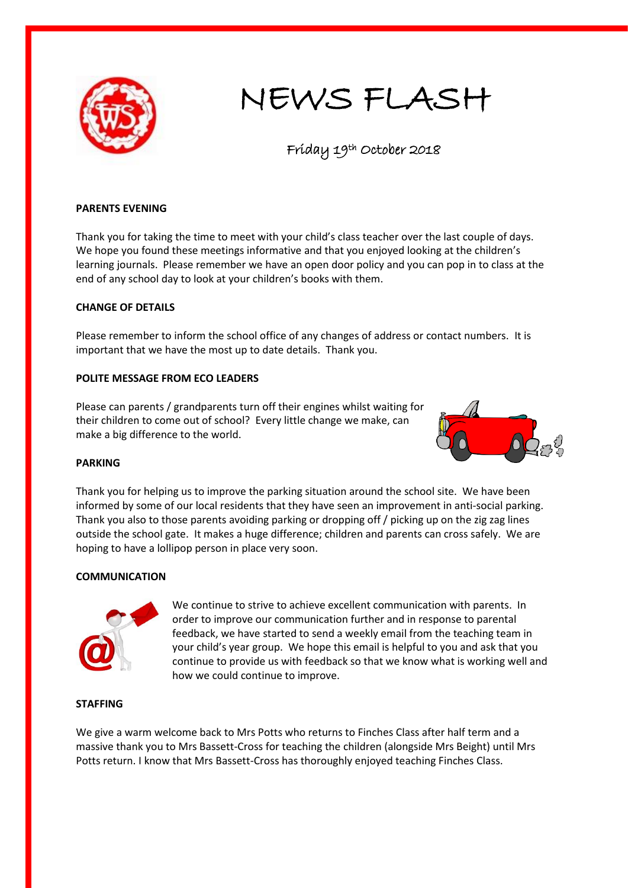# NEWS FLASH

Friday 19th October 2018

## PARENTS EVENING

Thank you for taking the time to meet with your child's class teacher over the last couple of days. We hope you found these meetings informative and that you enjoyed looking at the children's learning journals. Please remember we have an open door policy and you can pop in to class at the end of any school day to look at your children's books with them.

## CHANGE OF DETAILS

Please remember to inform the school office of any changes of address or contact numbers. It is important that we have the most up to date details. Thank you.

## POLITE MESSAGE FROM ECO LEADERS

Please can parents / grandparents turn off their engines whilst waiting for their children to come out of school? Every little change we make, can make a big difference to the world.

## PARKING

Thank you for helping us to improve the parking situation around the school site. We have been informed by some of our local residents that they have seen an improvement in anti-social parking. Thank you also to those parents avoiding parking or dropping off / picking up on the zig zag lines outside the school gate. It makes a huge difference; children and parents can cross safely. We are hoping to have a lollipop person in place very soon.

## COMMUNICATION

We continue to strive to achieve excellent communication with parents. In order to improve our communication further and in response to parental feedback, we have started to send a weekly email from the teaching team in your child's year group. We hope this email is helpful to you and ask that you continue to provide us with feedback so that we know what is working well and how we could continue to improve.

## STAFFING

We give a warm welcome back to Mrs Potts who returns to Finches Class after half term and a massive thank you to Mrs Bassett-Cross for teaching the children (alongside Mrs Beight) until Mrs Potts return. I know that Mrs Bassett-Cross has thoroughly enjoyed teaching Finches Class.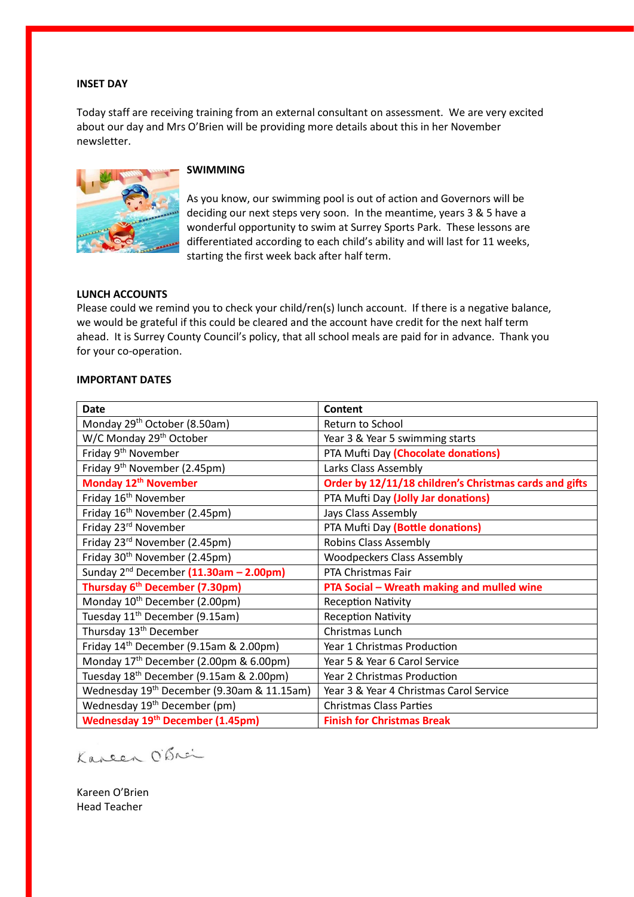**INSET DAY**

Today staff are receiving training from an external consultant on assessment. We are very excited about our day and Mrs O'Brien will be providing more details about this in her November newsletter.

**SWIMMING**

As you know, our swimming pool is out of action and Governors will be deciding our next steps very soon. In the meantime, years 3 & 5 have a wonderful opportunity to swim at Surrey Sports Park. These lessons are differentiated according to each child's ability and will last for 11 weeks, starting the first week back after half term.

**LUNCH ACCOUNTS**

Please could we remind you to check your child/ren(s) lunch account. If there is a negative balance, we would be grateful if this could be cleared and the account have credit for the next half term ahead. It is Surrey County Council's policy, that all school meals are paid for in advance. Thank you for your co-operation.

**IMPORTANT DATES**

| Date | Content |
|---|---|
| Monday 29th October (8.50am) | Return to School |
| W/C Monday 29th October | Year 3 & Year 5 swimming starts |
| Friday 9th November | PTA Mufti Day **(Chocolate donations)** |
| Friday 9th November (2.45pm) | Larks Class Assembly |
| **Monday 12th November** | **Order by 12/11/18 children's Christmas cards and gifts** |
| Friday 16th November | PTA Mufti Day **(Jolly Jar donations)** |
| Friday 16th November (2.45pm) | Jays Class Assembly |
| Friday 23rd November | PTA Mufti Day **(Bottle donations)** |
| Friday 23rd November (2.45pm) | Robins Class Assembly |
| Friday 30th November (2.45pm) | Woodpeckers Class Assembly |
| Sunday 2nd December **(11.30am – 2.00pm)** | PTA Christmas Fair |
| **Thursday 6th December (7.30pm)** | **PTA Social – Wreath making and mulled wine** |
| Monday 10th December (2.00pm) | Reception Nativity |
| Tuesday 11th December (9.15am) | Reception Nativity |
| Thursday 13th December | Christmas Lunch |
| Friday 14th December (9.15am & 2.00pm) | Year 1 Christmas Production |
| Monday 17th December (2.00pm & 6.00pm) | Year 5 & Year 6 Carol Service |
| Tuesday 18th December (9.15am & 2.00pm) | Year 2 Christmas Production |
| Wednesday 19th December (9.30am & 11.15am) | Year 3 & Year 4 Christmas Carol Service |
| Wednesday 19th December (pm) | Christmas Class Parties |
| **Wednesday 19th December (1.45pm)** | **Finish for Christmas Break** |

Kareen O'Brien

Kareen O'Brien
Head Teacher